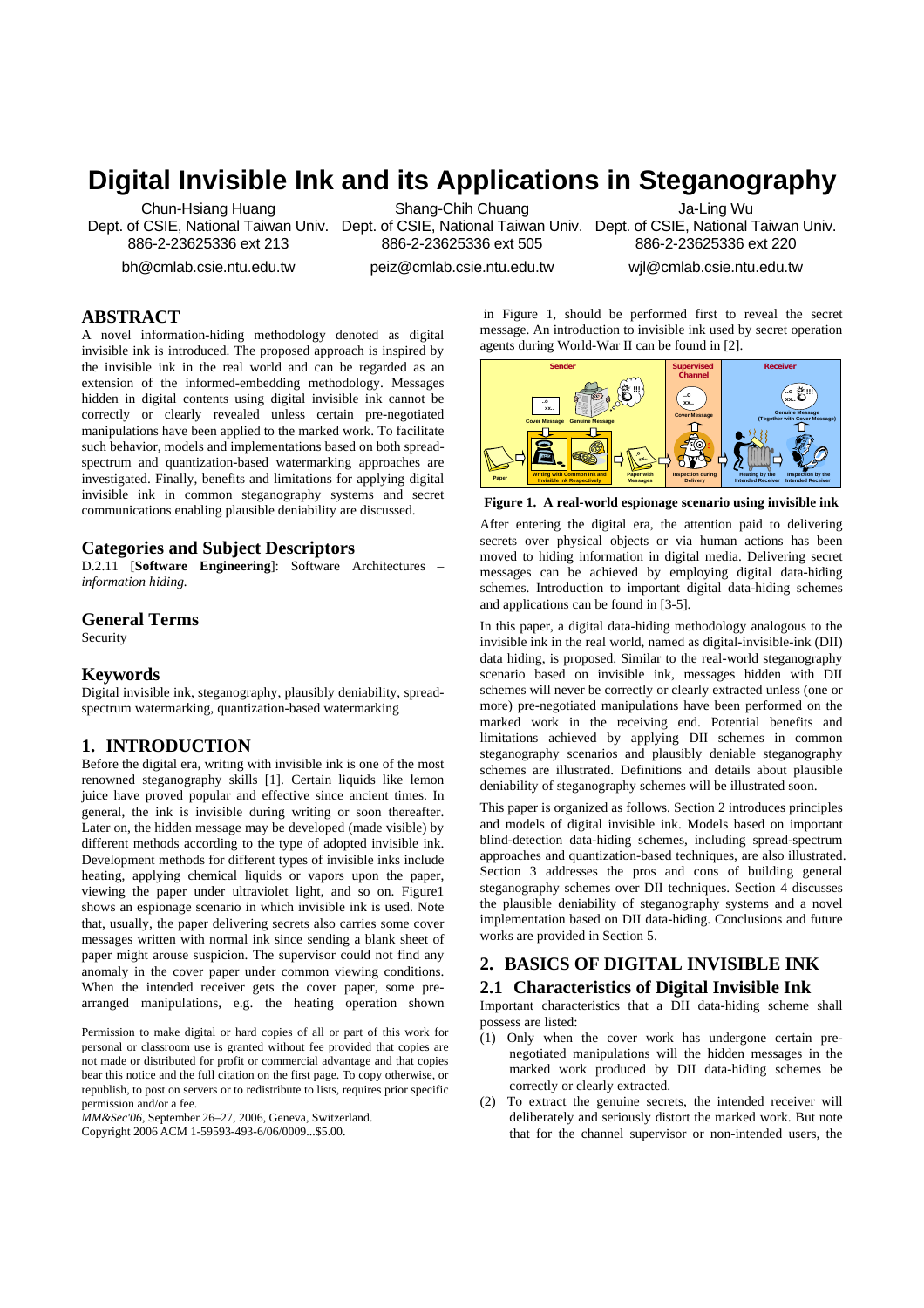# Digital Invisible Ink and its Applications in Steganography

Chun-Hsiang Huang
Dept. of CSIE, National Taiwan Univ.
886-2-23625336 ext 213
bh@cmlab.csie.ntu.edu.tw

Shang-Chih Chuang
Dept. of CSIE, National Taiwan Univ.
886-2-23625336 ext 505
peiz@cmlab.csie.ntu.edu.tw

Ja-Ling Wu
Dept. of CSIE, National Taiwan Univ.
886-2-23625336 ext 220
wjl@cmlab.csie.ntu.edu.tw

## ABSTRACT

A novel information-hiding methodology denoted as digital invisible ink is introduced. The proposed approach is inspired by the invisible ink in the real world and can be regarded as an extension of the informed-embedding methodology. Messages hidden in digital contents using digital invisible ink cannot be correctly or clearly revealed unless certain pre-negotiated manipulations have been applied to the marked work. To facilitate such behavior, models and implementations based on both spread-spectrum and quantization-based watermarking approaches are investigated. Finally, benefits and limitations for applying digital invisible ink in common steganography systems and secret communications enabling plausible deniability are discussed.

## Categories and Subject Descriptors

D.2.11 [**Software Engineering**]: Software Architectures – *information hiding.*

## General Terms

Security

## Keywords

Digital invisible ink, steganography, plausibly deniability, spread-spectrum watermarking, quantization-based watermarking

## 1. INTRODUCTION

Before the digital era, writing with invisible ink is one of the most renowned steganography skills [1]. Certain liquids like lemon juice have proved popular and effective since ancient times. In general, the ink is invisible during writing or soon thereafter. Later on, the hidden message may be developed (made visible) by different methods according to the type of adopted invisible ink. Development methods for different types of invisible inks include heating, applying chemical liquids or vapors upon the paper, viewing the paper under ultraviolet light, and so on. Figure1 shows an espionage scenario in which invisible ink is used. Note that, usually, the paper delivering secrets also carries some cover messages written with normal ink since sending a blank sheet of paper might arouse suspicion. The supervisor could not find any anomaly in the cover paper under common viewing conditions. When the intended receiver gets the cover paper, some pre-arranged manipulations, e.g. the heating operation shown in Figure 1, should be performed first to reveal the secret message. An introduction to invisible ink used by secret operation agents during World-War II can be found in [2].

**Figure 1. A real-world espionage scenario using invisible ink**

After entering the digital era, the attention paid to delivering secrets over physical objects or via human actions has been moved to hiding information in digital media. Delivering secret messages can be achieved by employing digital data-hiding schemes. Introduction to important digital data-hiding schemes and applications can be found in [3-5].

In this paper, a digital data-hiding methodology analogous to the invisible ink in the real world, named as digital-invisible-ink (DII) data hiding, is proposed. Similar to the real-world steganography scenario based on invisible ink, messages hidden with DII schemes will never be correctly or clearly extracted unless (one or more) pre-negotiated manipulations have been performed on the marked work in the receiving end. Potential benefits and limitations achieved by applying DII schemes in common steganography scenarios and plausibly deniable steganography schemes are illustrated. Definitions and details about plausible deniability of steganography schemes will be illustrated soon.

This paper is organized as follows. Section 2 introduces principles and models of digital invisible ink. Models based on important blind-detection data-hiding schemes, including spread-spectrum approaches and quantization-based techniques, are also illustrated. Section 3 addresses the pros and cons of building general steganography schemes over DII techniques. Section 4 discusses the plausible deniability of steganography systems and a novel implementation based on DII data-hiding. Conclusions and future works are provided in Section 5.

## 2. BASICS OF DIGITAL INVISIBLE INK

### 2.1 Characteristics of Digital Invisible Ink

Important characteristics that a DII data-hiding scheme shall possess are listed:

(1) Only when the cover work has undergone certain pre-negotiated manipulations will the hidden messages in the marked work produced by DII data-hiding schemes be correctly or clearly extracted.

(2) To extract the genuine secrets, the intended receiver will deliberately and seriously distort the marked work. But note that for the channel supervisor or non-intended users, the

Permission to make digital or hard copies of all or part of this work for personal or classroom use is granted without fee provided that copies are not made or distributed for profit or commercial advantage and that copies bear this notice and the full citation on the first page. To copy otherwise, or republish, to post on servers or to redistribute to lists, requires prior specific permission and/or a fee.
*MM&Sec'06*, September 26–27, 2006, Geneva, Switzerland.
Copyright 2006 ACM 1-59593-493-6/06/0009...$5.00.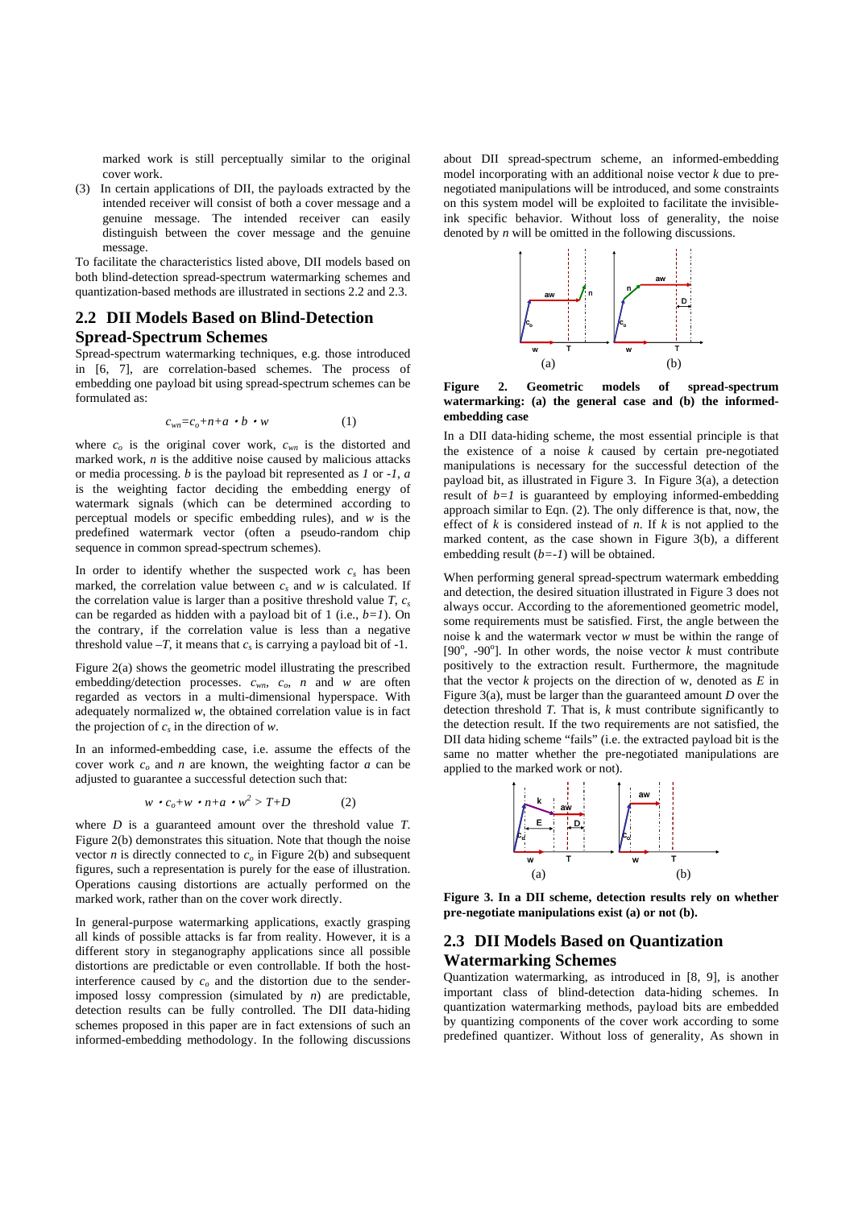marked work is still perceptually similar to the original cover work.

(3) In certain applications of DII, the payloads extracted by the intended receiver will consist of both a cover message and a genuine message. The intended receiver can easily distinguish between the cover message and the genuine message.

To facilitate the characteristics listed above, DII models based on both blind-detection spread-spectrum watermarking schemes and quantization-based methods are illustrated in sections 2.2 and 2.3.

## 2.2 DII Models Based on Blind-Detection Spread-Spectrum Schemes

Spread-spectrum watermarking techniques, e.g. those introduced in [6, 7], are correlation-based schemes. The process of embedding one payload bit using spread-spectrum schemes can be formulated as:

$$c_{wn}=c_o+n+a \cdot b \cdot w \qquad (1)$$

where $c_o$ is the original cover work, $c_{wn}$ is the distorted and marked work, $n$ is the additive noise caused by malicious attacks or media processing. $b$ is the payload bit represented as $1$ or $-1$, $a$ is the weighting factor deciding the embedding energy of watermark signals (which can be determined according to perceptual models or specific embedding rules), and $w$ is the predefined watermark vector (often a pseudo-random chip sequence in common spread-spectrum schemes).

In order to identify whether the suspected work $c_s$ has been marked, the correlation value between $c_s$ and $w$ is calculated. If the correlation value is larger than a positive threshold value $T$, $c_s$ can be regarded as hidden with a payload bit of 1 (i.e., $b=1$). On the contrary, if the correlation value is less than a negative threshold value $-T$, it means that $c_s$ is carrying a payload bit of -1.

Figure 2(a) shows the geometric model illustrating the prescribed embedding/detection processes. $c_{wn}$, $c_o$, $n$ and $w$ are often regarded as vectors in a multi-dimensional hyperspace. With adequately normalized $w$, the obtained correlation value is in fact the projection of $c_s$ in the direction of $w$.

In an informed-embedding case, i.e. assume the effects of the cover work $c_o$ and $n$ are known, the weighting factor $a$ can be adjusted to guarantee a successful detection such that:

$$w \cdot c_o+w \cdot n+a \cdot w^2 > T+D \qquad (2)$$

where $D$ is a guaranteed amount over the threshold value $T$. Figure 2(b) demonstrates this situation. Note that though the noise vector $n$ is directly connected to $c_o$ in Figure 2(b) and subsequent figures, such a representation is purely for the ease of illustration. Operations causing distortions are actually performed on the marked work, rather than on the cover work directly.

In general-purpose watermarking applications, exactly grasping all kinds of possible attacks is far from reality. However, it is a different story in steganography applications since all possible distortions are predictable or even controllable. If both the host-interference caused by $c_o$ and the distortion due to the sender-imposed lossy compression (simulated by $n$) are predictable, detection results can be fully controlled. The DII data-hiding schemes proposed in this paper are in fact extensions of such an informed-embedding methodology. In the following discussions about DII spread-spectrum scheme, an informed-embedding model incorporating with an additional noise vector $k$ due to pre-negotiated manipulations will be introduced, and some constraints on this system model will be exploited to facilitate the invisible-ink specific behavior. Without loss of generality, the noise denoted by $n$ will be omitted in the following discussions.

**Figure 2. Geometric models of spread-spectrum watermarking: (a) the general case and (b) the informed-embedding case**

In a DII data-hiding scheme, the most essential principle is that the existence of a noise $k$ caused by certain pre-negotiated manipulations is necessary for the successful detection of the payload bit, as illustrated in Figure 3. In Figure 3(a), a detection result of $b=1$ is guaranteed by employing informed-embedding approach similar to Eqn. (2). The only difference is that, now, the effect of $k$ is considered instead of $n$. If $k$ is not applied to the marked content, as the case shown in Figure 3(b), a different embedding result ($b=-1$) will be obtained.

When performing general spread-spectrum watermark embedding and detection, the desired situation illustrated in Figure 3 does not always occur. According to the aforementioned geometric model, some requirements must be satisfied. First, the angle between the noise k and the watermark vector $w$ must be within the range of [$90^o$, $-90^o$]. In other words, the noise vector $k$ must contribute positively to the extraction result. Furthermore, the magnitude that the vector $k$ projects on the direction of w, denoted as $E$ in Figure 3(a), must be larger than the guaranteed amount $D$ over the detection threshold $T$. That is, $k$ must contribute significantly to the detection result. If the two requirements are not satisfied, the DII data hiding scheme "fails" (i.e. the extracted payload bit is the same no matter whether the pre-negotiated manipulations are applied to the marked work or not).

**Figure 3. In a DII scheme, detection results rely on whether pre-negotiate manipulations exist (a) or not (b).**

## 2.3 DII Models Based on Quantization Watermarking Schemes

Quantization watermarking, as introduced in [8, 9], is another important class of blind-detection data-hiding schemes. In quantization watermarking methods, payload bits are embedded by quantizing components of the cover work according to some predefined quantizer. Without loss of generality, As shown in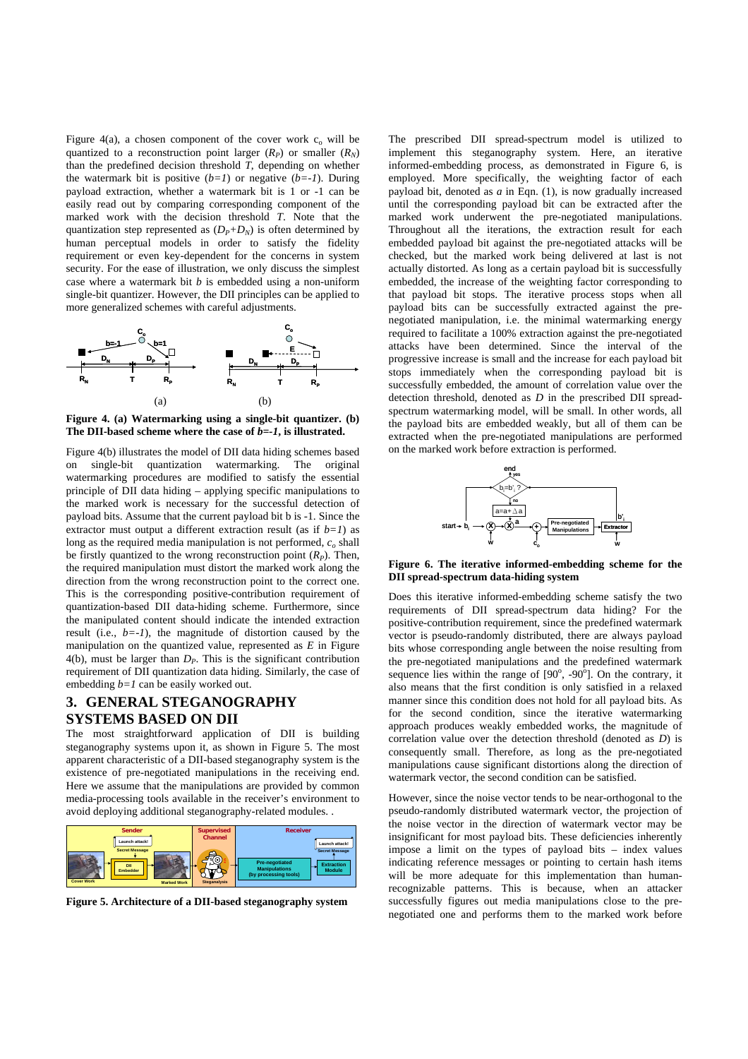Figure 4(a), a chosen component of the cover work $c_o$ will be quantized to a reconstruction point larger ($R_P$) or smaller ($R_N$) than the predefined decision threshold *T*, depending on whether the watermark bit is positive (*b=1*) or negative (*b=-1*). During payload extraction, whether a watermark bit is 1 or -1 can be easily read out by comparing corresponding component of the marked work with the decision threshold *T*. Note that the quantization step represented as ($D_P$+$D_N$) is often determined by human perceptual models in order to satisfy the fidelity requirement or even key-dependent for the concerns in system security. For the ease of illustration, we only discuss the simplest case where a watermark bit *b* is embedded using a non-uniform single-bit quantizer. However, the DII principles can be applied to more generalized schemes with careful adjustments.

**Figure 4. (a) Watermarking using a single-bit quantizer. (b) The DII-based scheme where the case of *b=-1*, is illustrated.**

Figure 4(b) illustrates the model of DII data hiding schemes based on single-bit quantization watermarking. The original watermarking procedures are modified to satisfy the essential principle of DII data hiding – applying specific manipulations to the marked work is necessary for the successful detection of payload bits. Assume that the current payload bit b is -1. Since the extractor must output a different extraction result (as if *b=1*) as long as the required media manipulation is not performed, $c_o$ shall be firstly quantized to the wrong reconstruction point ($R_P$). Then, the required manipulation must distort the marked work along the direction from the wrong reconstruction point to the correct one. This is the corresponding positive-contribution requirement of quantization-based DII data-hiding scheme. Furthermore, since the manipulated content should indicate the intended extraction result (i.e., *b=-1*), the magnitude of distortion caused by the manipulation on the quantized value, represented as *E* in Figure 4(b), must be larger than $D_P$. This is the significant contribution requirement of DII quantization data hiding. Similarly, the case of embedding *b=1* can be easily worked out.

## 3. GENERAL STEGANOGRAPHY SYSTEMS BASED ON DII

The most straightforward application of DII is building steganography systems upon it, as shown in Figure 5. The most apparent characteristic of a DII-based steganography system is the existence of pre-negotiated manipulations in the receiving end. Here we assume that the manipulations are provided by common media-processing tools available in the receiver's environment to avoid deploying additional steganography-related modules. .

**Figure 5. Architecture of a DII-based steganography system**

The prescribed DII spread-spectrum model is utilized to implement this steganography system. Here, an iterative informed-embedding process, as demonstrated in Figure 6, is employed. More specifically, the weighting factor of each payload bit, denoted as *a* in Eqn. (1), is now gradually increased until the corresponding payload bit can be extracted after the marked work underwent the pre-negotiated manipulations. Throughout all the iterations, the extraction result for each embedded payload bit against the pre-negotiated attacks will be checked, but the marked work being delivered at last is not actually distorted. As long as a certain payload bit is successfully embedded, the increase of the weighting factor corresponding to that payload bit stops. The iterative process stops when all payload bits can be successfully extracted against the pre-negotiated manipulation, i.e. the minimal watermarking energy required to facilitate a 100% extraction against the pre-negotiated attacks have been determined. Since the interval of the progressive increase is small and the increase for each payload bit stops immediately when the corresponding payload bit is successfully embedded, the amount of correlation value over the detection threshold, denoted as *D* in the prescribed DII spread-spectrum watermarking model, will be small. In other words, all the payload bits are embedded weakly, but all of them can be extracted when the pre-negotiated manipulations are performed on the marked work before extraction is performed.

**Figure 6. The iterative informed-embedding scheme for the DII spread-spectrum data-hiding system**

Does this iterative informed-embedding scheme satisfy the two requirements of DII spread-spectrum data hiding? For the positive-contribution requirement, since the predefined watermark vector is pseudo-randomly distributed, there are always payload bits whose corresponding angle between the noise resulting from the pre-negotiated manipulations and the predefined watermark sequence lies within the range of [$90^o$, $-90^o$]. On the contrary, it also means that the first condition is only satisfied in a relaxed manner since this condition does not hold for all payload bits. As for the second condition, since the iterative watermarking approach produces weakly embedded works, the magnitude of correlation value over the detection threshold (denoted as *D*) is consequently small. Therefore, as long as the pre-negotiated manipulations cause significant distortions along the direction of watermark vector, the second condition can be satisfied.

However, since the noise vector tends to be near-orthogonal to the pseudo-randomly distributed watermark vector, the projection of the noise vector in the direction of watermark vector may be insignificant for most payload bits. These deficiencies inherently impose a limit on the types of payload bits – index values indicating reference messages or pointing to certain hash items will be more adequate for this implementation than human-recognizable patterns. This is because, when an attacker successfully figures out media manipulations close to the pre-negotiated one and performs them to the marked work before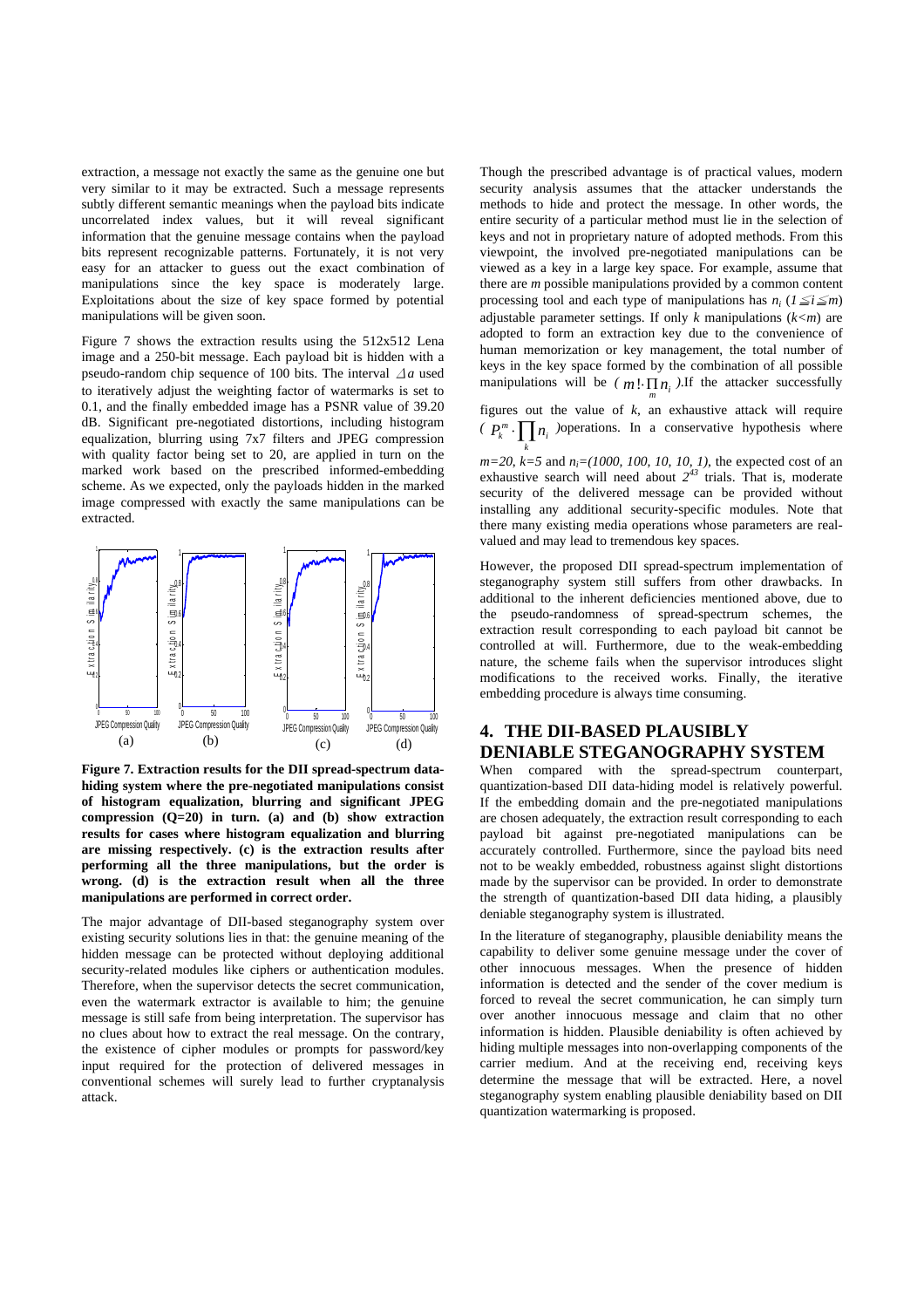extraction, a message not exactly the same as the genuine one but very similar to it may be extracted. Such a message represents subtly different semantic meanings when the payload bits indicate uncorrelated index values, but it will reveal significant information that the genuine message contains when the payload bits represent recognizable patterns. Fortunately, it is not very easy for an attacker to guess out the exact combination of manipulations since the key space is moderately large. Exploitations about the size of key space formed by potential manipulations will be given soon.

Figure 7 shows the extraction results using the 512x512 Lena image and a 250-bit message. Each payload bit is hidden with a pseudo-random chip sequence of 100 bits. The interval $\Delta a$ used to iteratively adjust the weighting factor of watermarks is set to 0.1, and the finally embedded image has a PSNR value of 39.20 dB. Significant pre-negotiated distortions, including histogram equalization, blurring using 7x7 filters and JPEG compression with quality factor being set to 20, are applied in turn on the marked work based on the prescribed informed-embedding scheme. As we expected, only the payloads hidden in the marked image compressed with exactly the same manipulations can be extracted.

**Figure 7. Extraction results for the DII spread-spectrum data-hiding system where the pre-negotiated manipulations consist of histogram equalization, blurring and significant JPEG compression (Q=20) in turn. (a) and (b) show extraction results for cases where histogram equalization and blurring are missing respectively. (c) is the extraction results after performing all the three manipulations, but the order is wrong. (d) is the extraction result when all the three manipulations are performed in correct order.**

The major advantage of DII-based steganography system over existing security solutions lies in that: the genuine meaning of the hidden message can be protected without deploying additional security-related modules like ciphers or authentication modules. Therefore, when the supervisor detects the secret communication, even the watermark extractor is available to him; the genuine message is still safe from being interpretation. The supervisor has no clues about how to extract the real message. On the contrary, the existence of cipher modules or prompts for password/key input required for the protection of delivered messages in conventional schemes will surely lead to further cryptanalysis attack.

Though the prescribed advantage is of practical values, modern security analysis assumes that the attacker understands the methods to hide and protect the message. In other words, the entire security of a particular method must lie in the selection of keys and not in proprietary nature of adopted methods. From this viewpoint, the involved pre-negotiated manipulations can be viewed as a key in a large key space. For example, assume that there are $m$ possible manipulations provided by a common content processing tool and each type of manipulations has $n_i$ ($1 \leq i \leq m$) adjustable parameter settings. If only $k$ manipulations ($k<m$) are adopted to form an extraction key due to the convenience of human memorization or key management, the total number of keys in the key space formed by the combination of all possible manipulations will be ( $m! \cdot \prod_m n_i$ ).If the attacker successfully figures out the value of $k$, an exhaustive attack will require ( $P_k^m \cdot \prod_k n_i$ )operations. In a conservative hypothesis where $m=20$, $k=5$ and $n_i=(1000, 100, 10, 10, 1)$, the expected cost of an exhaustive search will need about $2^{43}$ trials. That is, moderate security of the delivered message can be provided without installing any additional security-specific modules. Note that there many existing media operations whose parameters are real-valued and may lead to tremendous key spaces.

However, the proposed DII spread-spectrum implementation of steganography system still suffers from other drawbacks. In additional to the inherent deficiencies mentioned above, due to the pseudo-randomness of spread-spectrum schemes, the extraction result corresponding to each payload bit cannot be controlled at will. Furthermore, due to the weak-embedding nature, the scheme fails when the supervisor introduces slight modifications to the received works. Finally, the iterative embedding procedure is always time consuming.

## 4. THE DII-BASED PLAUSIBLY DENIABLE STEGANOGRAPHY SYSTEM

When compared with the spread-spectrum counterpart, quantization-based DII data-hiding model is relatively powerful. If the embedding domain and the pre-negotiated manipulations are chosen adequately, the extraction result corresponding to each payload bit against pre-negotiated manipulations can be accurately controlled. Furthermore, since the payload bits need not to be weakly embedded, robustness against slight distortions made by the supervisor can be provided. In order to demonstrate the strength of quantization-based DII data hiding, a plausibly deniable steganography system is illustrated.

In the literature of steganography, plausible deniability means the capability to deliver some genuine message under the cover of other innocuous messages. When the presence of hidden information is detected and the sender of the cover medium is forced to reveal the secret communication, he can simply turn over another innocuous message and claim that no other information is hidden. Plausible deniability is often achieved by hiding multiple messages into non-overlapping components of the carrier medium. And at the receiving end, receiving keys determine the message that will be extracted. Here, a novel steganography system enabling plausible deniability based on DII quantization watermarking is proposed.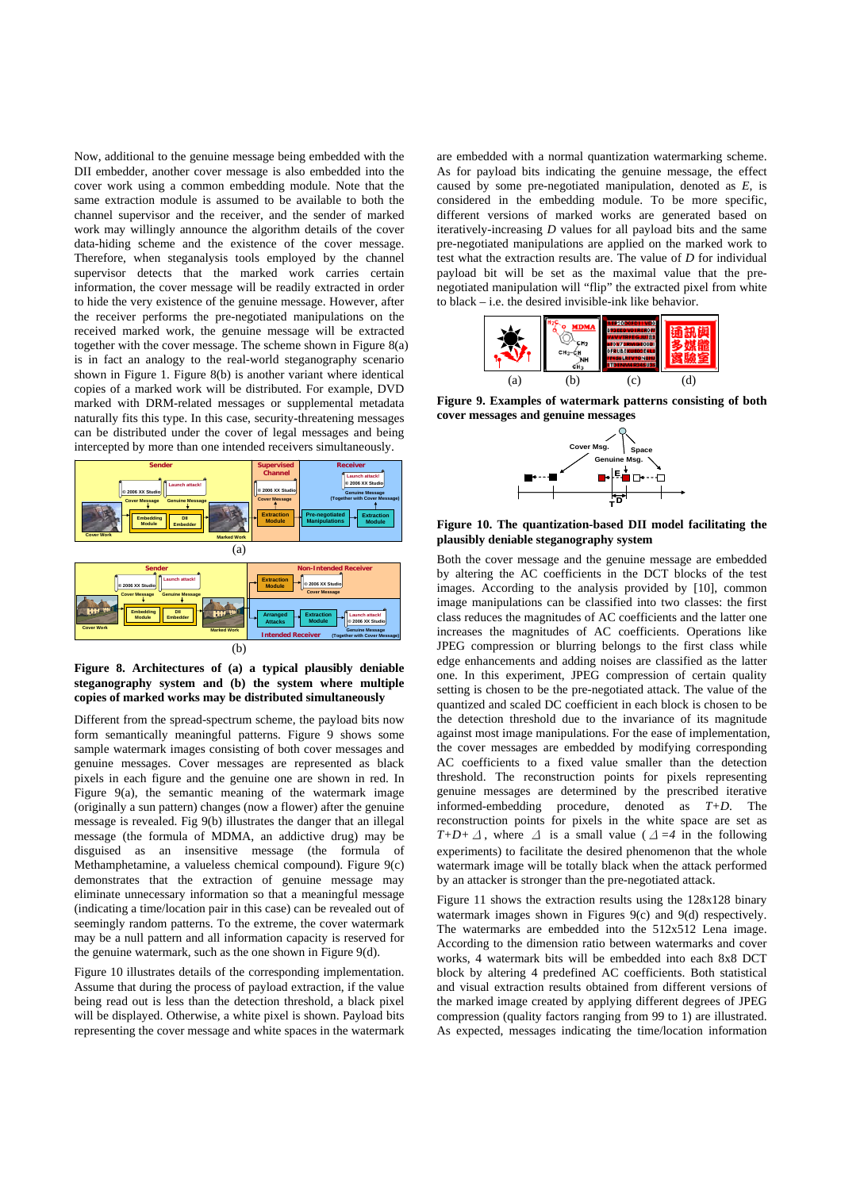Now, additional to the genuine message being embedded with the DII embedder, another cover message is also embedded into the cover work using a common embedding module. Note that the same extraction module is assumed to be available to both the channel supervisor and the receiver, and the sender of marked work may willingly announce the algorithm details of the cover data-hiding scheme and the existence of the cover message. Therefore, when steganalysis tools employed by the channel supervisor detects that the marked work carries certain information, the cover message will be readily extracted in order to hide the very existence of the genuine message. However, after the receiver performs the pre-negotiated manipulations on the received marked work, the genuine message will be extracted together with the cover message. The scheme shown in Figure 8(a) is in fact an analogy to the real-world steganography scenario shown in Figure 1. Figure 8(b) is another variant where identical copies of a marked work will be distributed. For example, DVD marked with DRM-related messages or supplemental metadata naturally fits this type. In this case, security-threatening messages can be distributed under the cover of legal messages and being intercepted by more than one intended receivers simultaneously.

**Figure 8. Architectures of (a) a typical plausibly deniable steganography system and (b) the system where multiple copies of marked works may be distributed simultaneously**

Different from the spread-spectrum scheme, the payload bits now form semantically meaningful patterns. Figure 9 shows some sample watermark images consisting of both cover messages and genuine messages. Cover messages are represented as black pixels in each figure and the genuine one are shown in red. In Figure 9(a), the semantic meaning of the watermark image (originally a sun pattern) changes (now a flower) after the genuine message is revealed. Fig 9(b) illustrates the danger that an illegal message (the formula of MDMA, an addictive drug) may be disguised as an insensitive message (the formula of Methamphetamine, a valueless chemical compound). Figure 9(c) demonstrates that the extraction of genuine message may eliminate unnecessary information so that a meaningful message (indicating a time/location pair in this case) can be revealed out of seemingly random patterns. To the extreme, the cover watermark may be a null pattern and all information capacity is reserved for the genuine watermark, such as the one shown in Figure 9(d).

Figure 10 illustrates details of the corresponding implementation. Assume that during the process of payload extraction, if the value being read out is less than the detection threshold, a black pixel will be displayed. Otherwise, a white pixel is shown. Payload bits representing the cover message and white spaces in the watermark are embedded with a normal quantization watermarking scheme. As for payload bits indicating the genuine message, the effect caused by some pre-negotiated manipulation, denoted as $E$, is considered in the embedding module. To be more specific, different versions of marked works are generated based on iteratively-increasing $D$ values for all payload bits and the same pre-negotiated manipulations are applied on the marked work to test what the extraction results are. The value of $D$ for individual payload bit will be set as the maximal value that the pre-negotiated manipulation will "flip" the extracted pixel from white to black – i.e. the desired invisible-ink like behavior.

**Figure 9. Examples of watermark patterns consisting of both cover messages and genuine messages**

**Figure 10. The quantization-based DII model facilitating the plausibly deniable steganography system**

Both the cover message and the genuine message are embedded by altering the AC coefficients in the DCT blocks of the test images. According to the analysis provided by [10], common image manipulations can be classified into two classes: the first class reduces the magnitudes of AC coefficients and the latter one increases the magnitudes of AC coefficients. Operations like JPEG compression or blurring belongs to the first class while edge enhancements and adding noises are classified as the latter one. In this experiment, JPEG compression of certain quality setting is chosen to be the pre-negotiated attack. The value of the quantized and scaled DC coefficient in each block is chosen to be the detection threshold due to the invariance of its magnitude against most image manipulations. For the ease of implementation, the cover messages are embedded by modifying corresponding AC coefficients to a fixed value smaller than the detection threshold. The reconstruction points for pixels representing genuine messages are determined by the prescribed iterative informed-embedding procedure, denoted as $T+D$. The reconstruction points for pixels in the white space are set as $T+D+\Delta$, where $\Delta$ is a small value ($\Delta=4$ in the following experiments) to facilitate the desired phenomenon that the whole watermark image will be totally black when the attack performed by an attacker is stronger than the pre-negotiated attack.

Figure 11 shows the extraction results using the 128x128 binary watermark images shown in Figures 9(c) and 9(d) respectively. The watermarks are embedded into the 512x512 Lena image. According to the dimension ratio between watermarks and cover works, 4 watermark bits will be embedded into each 8x8 DCT block by altering 4 predefined AC coefficients. Both statistical and visual extraction results obtained from different versions of the marked image created by applying different degrees of JPEG compression (quality factors ranging from 99 to 1) are illustrated. As expected, messages indicating the time/location information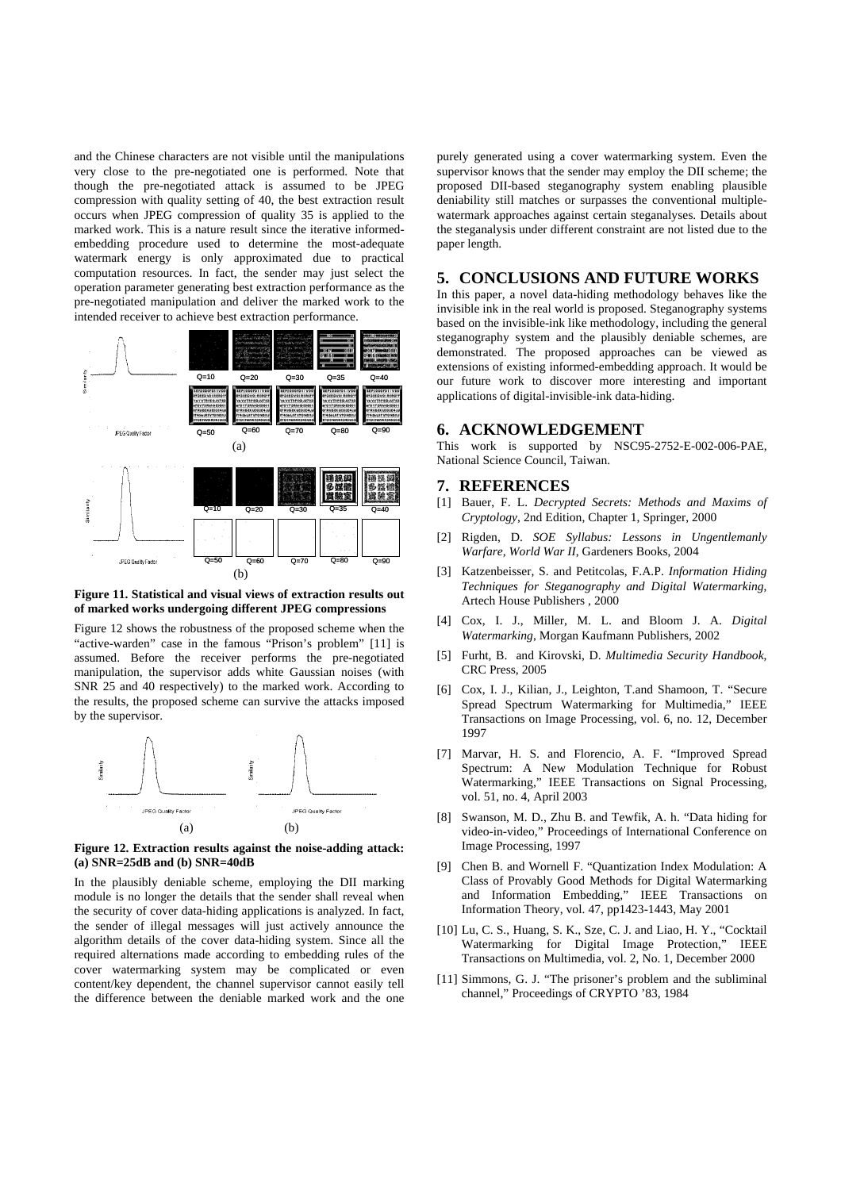and the Chinese characters are not visible until the manipulations very close to the pre-negotiated one is performed. Note that though the pre-negotiated attack is assumed to be JPEG compression with quality setting of 40, the best extraction result occurs when JPEG compression of quality 35 is applied to the marked work. This is a nature result since the iterative informed-embedding procedure used to determine the most-adequate watermark energy is only approximated due to practical computation resources. In fact, the sender may just select the operation parameter generating best extraction performance as the pre-negotiated manipulation and deliver the marked work to the intended receiver to achieve best extraction performance.

Similarity

JPEG Quality Factor

Q=10 Q=20 Q=30 Q=35 Q=40

Q=50 Q=60 Q=70 Q=80 Q=90

(a)

Similarity

JPEG Quality Factor

Q=10 Q=20 Q=30 Q=35 Q=40

Q=50 Q=60 Q=70 Q=80 Q=90

(b)

**Figure 11. Statistical and visual views of extraction results out of marked works undergoing different JPEG compressions**

Figure 12 shows the robustness of the proposed scheme when the "active-warden" case in the famous "Prison's problem" [11] is assumed. Before the receiver performs the pre-negotiated manipulation, the supervisor adds white Gaussian noises (with SNR 25 and 40 respectively) to the marked work. According to the results, the proposed scheme can survive the attacks imposed by the supervisor.

Similarity

JPEG Quality Factor

(a)

Similarity

JPEG Quality Factor

(b)

**Figure 12. Extraction results against the noise-adding attack: (a) SNR=25dB and (b) SNR=40dB**

In the plausibly deniable scheme, employing the DII marking module is no longer the details that the sender shall reveal when the security of cover data-hiding applications is analyzed. In fact, the sender of illegal messages will just actively announce the algorithm details of the cover data-hiding system. Since all the required alternations made according to embedding rules of the cover watermarking system may be complicated or even content/key dependent, the channel supervisor cannot easily tell the difference between the deniable marked work and the one purely generated using a cover watermarking system. Even the supervisor knows that the sender may employ the DII scheme; the proposed DII-based steganography system enabling plausible deniability still matches or surpasses the conventional multiple-watermark approaches against certain steganalyses. Details about the steganalysis under different constraint are not listed due to the paper length.

## 5. CONCLUSIONS AND FUTURE WORKS

In this paper, a novel data-hiding methodology behaves like the invisible ink in the real world is proposed. Steganography systems based on the invisible-ink like methodology, including the general steganography system and the plausibly deniable schemes, are demonstrated. The proposed approaches can be viewed as extensions of existing informed-embedding approach. It would be our future work to discover more interesting and important applications of digital-invisible-ink data-hiding.

## 6. ACKNOWLEDGEMENT

This work is supported by NSC95-2752-E-002-006-PAE, National Science Council, Taiwan.

## 7. REFERENCES

[1] Bauer, F. L. *Decrypted Secrets: Methods and Maxims of Cryptology*, 2nd Edition, Chapter 1, Springer, 2000

[2] Rigden, D. *SOE Syllabus: Lessons in Ungentlemanly Warfare, World War II*, Gardeners Books, 2004

[3] Katzenbeisser, S. and Petitcolas, F.A.P. *Information Hiding Techniques for Steganography and Digital Watermarking*, Artech House Publishers , 2000

[4] Cox, I. J., Miller, M. L. and Bloom J. A. *Digital Watermarking*, Morgan Kaufmann Publishers, 2002

[5] Furht, B. and Kirovski, D. *Multimedia Security Handbook*, CRC Press, 2005

[6] Cox, I. J., Kilian, J., Leighton, T.and Shamoon, T. "Secure Spread Spectrum Watermarking for Multimedia," IEEE Transactions on Image Processing, vol. 6, no. 12, December 1997

[7] Marvar, H. S. and Florencio, A. F. "Improved Spread Spectrum: A New Modulation Technique for Robust Watermarking," IEEE Transactions on Signal Processing, vol. 51, no. 4, April 2003

[8] Swanson, M. D., Zhu B. and Tewfik, A. h. "Data hiding for video-in-video," Proceedings of International Conference on Image Processing, 1997

[9] Chen B. and Wornell F. "Quantization Index Modulation: A Class of Provably Good Methods for Digital Watermarking and Information Embedding," IEEE Transactions on Information Theory, vol. 47, pp1423-1443, May 2001

[10] Lu, C. S., Huang, S. K., Sze, C. J. and Liao, H. Y., "Cocktail Watermarking for Digital Image Protection," IEEE Transactions on Multimedia, vol. 2, No. 1, December 2000

[11] Simmons, G. J. "The prisoner's problem and the subliminal channel," Proceedings of CRYPTO '83, 1984